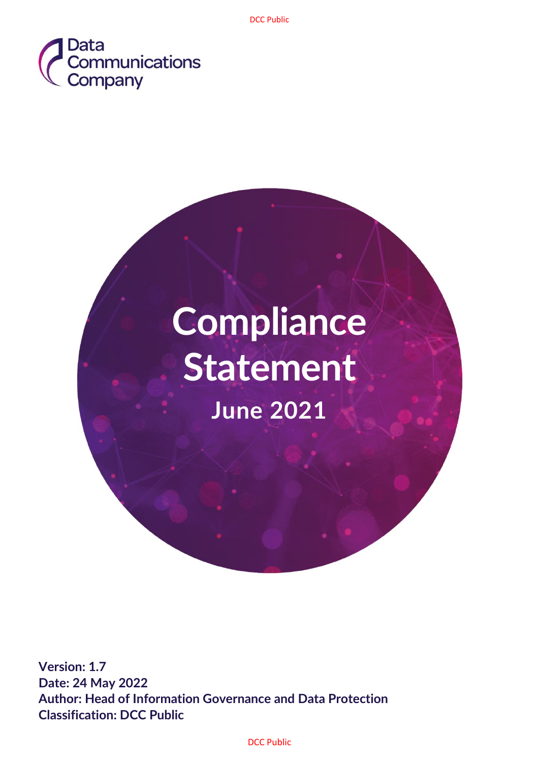Data Communications Company

# Compliance Statement

## June 2021

**Version: 1.7**
**Date: 24 May 2022**
**Author: Head of Information Governance and Data Protection**
**Classification: DCC Public**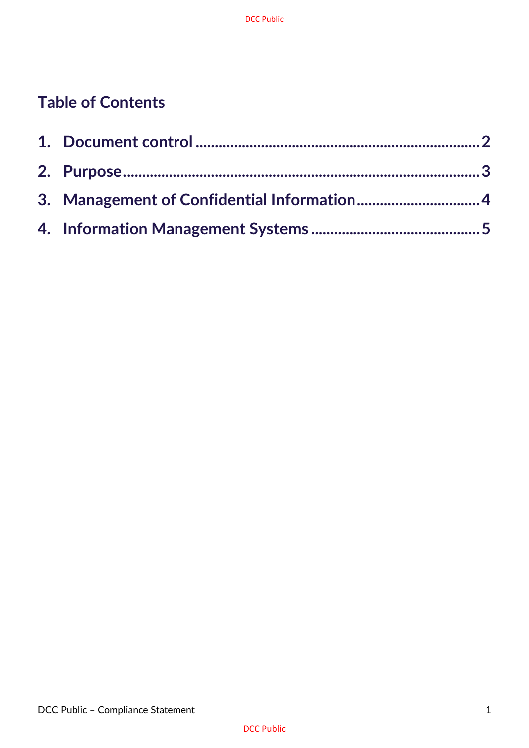## Table of Contents

1. Document control ..... 2
2. Purpose ..... 3
3. Management of Confidential Information ..... 4
4. Information Management Systems ..... 5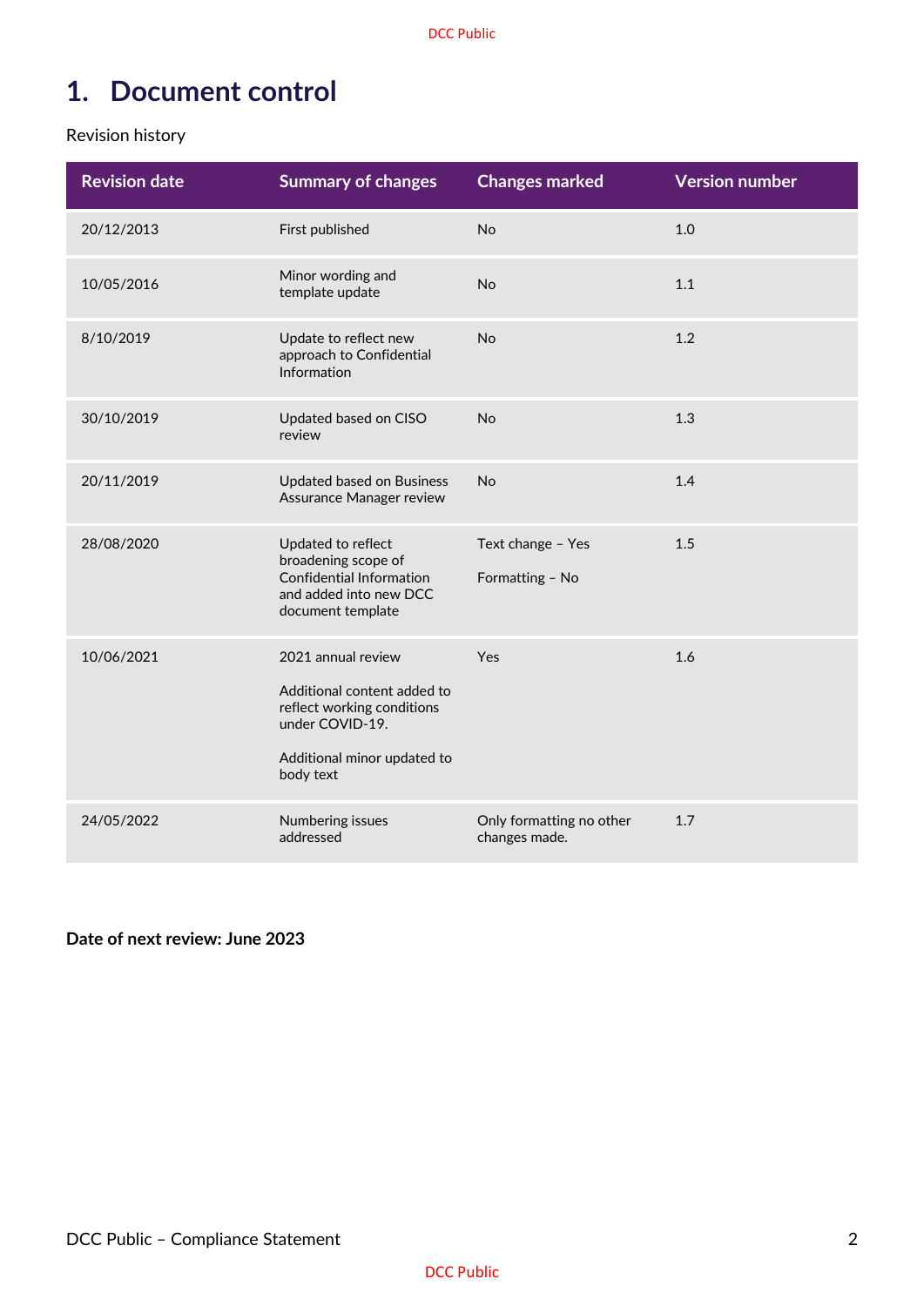# 1. Document control

Revision history

| Revision date | Summary of changes | Changes marked | Version number |
| --- | --- | --- | --- |
| 20/12/2013 | First published | No | 1.0 |
| 10/05/2016 | Minor wording and template update | No | 1.1 |
| 8/10/2019 | Update to reflect new approach to Confidential Information | No | 1.2 |
| 30/10/2019 | Updated based on CISO review | No | 1.3 |
| 20/11/2019 | Updated based on Business Assurance Manager review | No | 1.4 |
| 28/08/2020 | Updated to reflect broadening scope of Confidential Information and added into new DCC document template | Text change – Yes<br><br>Formatting – No | 1.5 |
| 10/06/2021 | 2021 annual review<br><br>Additional content added to reflect working conditions under COVID-19.<br><br>Additional minor updated to body text | Yes | 1.6 |
| 24/05/2022 | Numbering issues addressed | Only formatting no other changes made. | 1.7 |

**Date of next review: June 2023**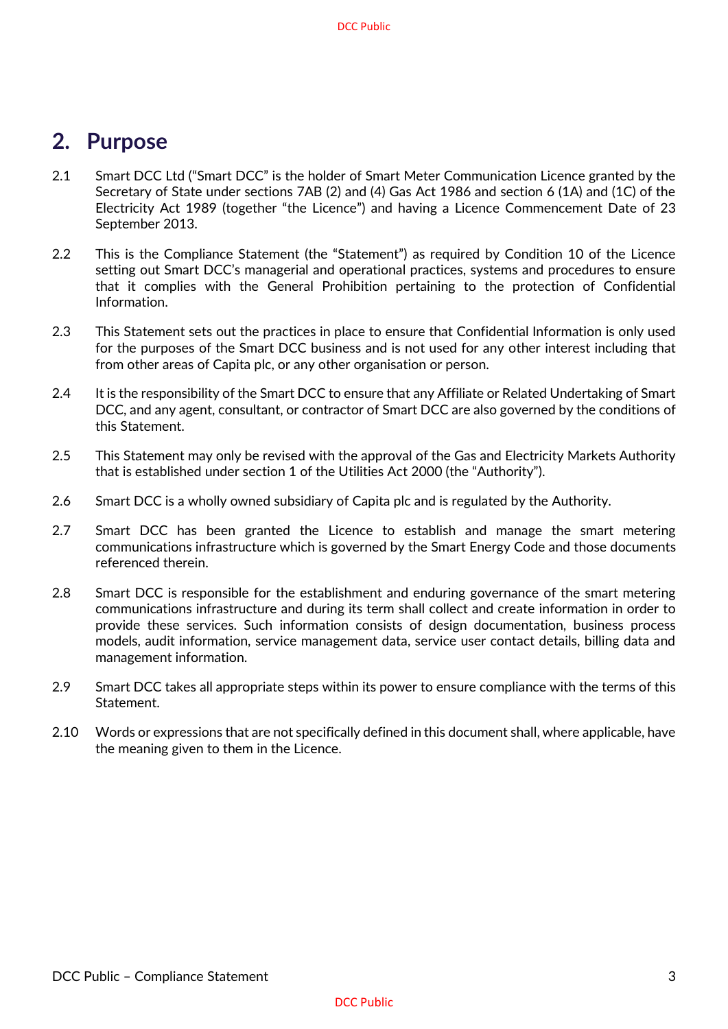## 2. Purpose

2.1 Smart DCC Ltd ("Smart DCC" is the holder of Smart Meter Communication Licence granted by the Secretary of State under sections 7AB (2) and (4) Gas Act 1986 and section 6 (1A) and (1C) of the Electricity Act 1989 (together "the Licence") and having a Licence Commencement Date of 23 September 2013.

2.2 This is the Compliance Statement (the "Statement") as required by Condition 10 of the Licence setting out Smart DCC's managerial and operational practices, systems and procedures to ensure that it complies with the General Prohibition pertaining to the protection of Confidential Information.

2.3 This Statement sets out the practices in place to ensure that Confidential Information is only used for the purposes of the Smart DCC business and is not used for any other interest including that from other areas of Capita plc, or any other organisation or person.

2.4 It is the responsibility of the Smart DCC to ensure that any Affiliate or Related Undertaking of Smart DCC, and any agent, consultant, or contractor of Smart DCC are also governed by the conditions of this Statement.

2.5 This Statement may only be revised with the approval of the Gas and Electricity Markets Authority that is established under section 1 of the Utilities Act 2000 (the "Authority").

2.6 Smart DCC is a wholly owned subsidiary of Capita plc and is regulated by the Authority.

2.7 Smart DCC has been granted the Licence to establish and manage the smart metering communications infrastructure which is governed by the Smart Energy Code and those documents referenced therein.

2.8 Smart DCC is responsible for the establishment and enduring governance of the smart metering communications infrastructure and during its term shall collect and create information in order to provide these services. Such information consists of design documentation, business process models, audit information, service management data, service user contact details, billing data and management information.

2.9 Smart DCC takes all appropriate steps within its power to ensure compliance with the terms of this Statement.

2.10 Words or expressions that are not specifically defined in this document shall, where applicable, have the meaning given to them in the Licence.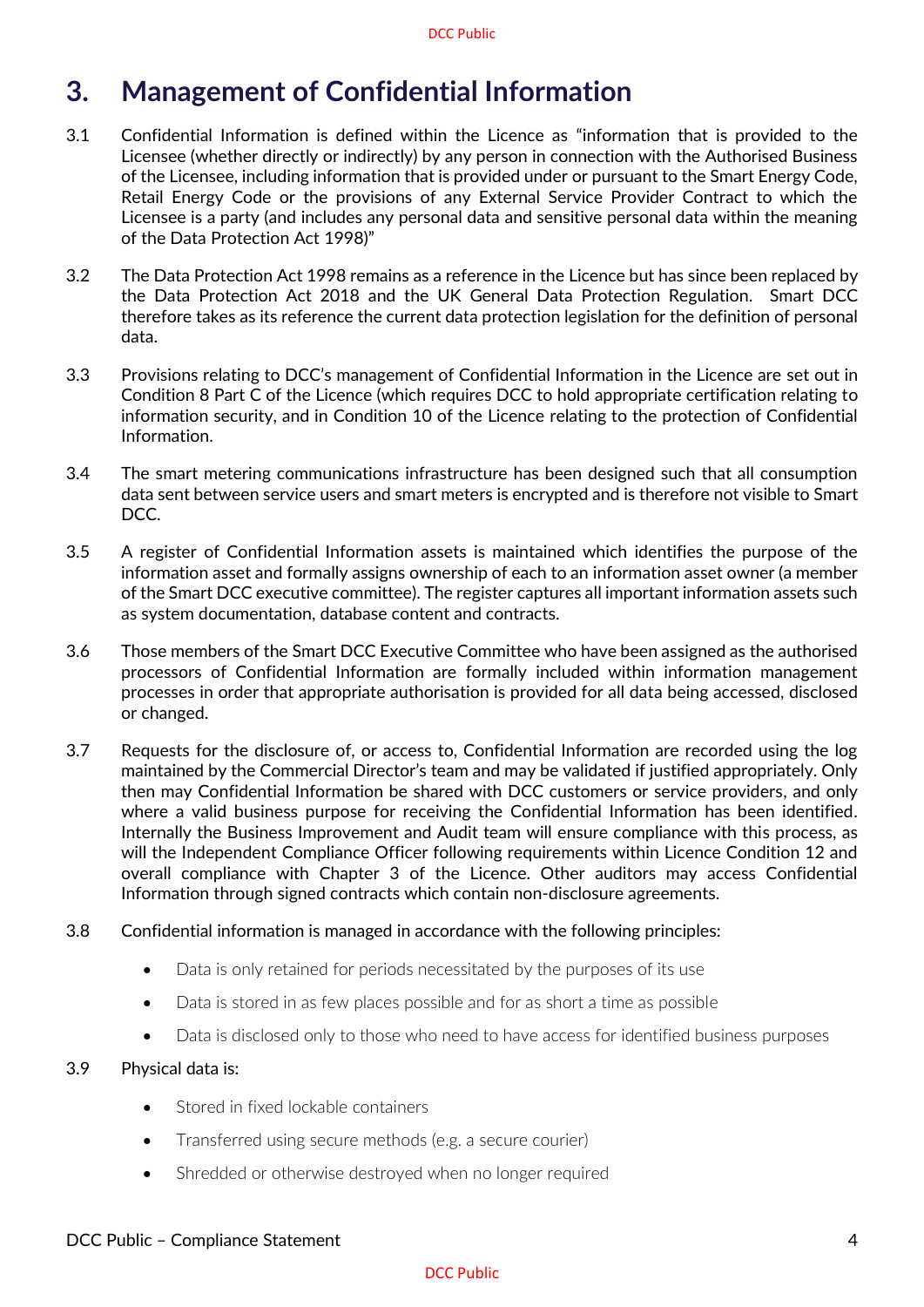# 3. Management of Confidential Information

3.1 Confidential Information is defined within the Licence as "information that is provided to the Licensee (whether directly or indirectly) by any person in connection with the Authorised Business of the Licensee, including information that is provided under or pursuant to the Smart Energy Code, Retail Energy Code or the provisions of any External Service Provider Contract to which the Licensee is a party (and includes any personal data and sensitive personal data within the meaning of the Data Protection Act 1998)"

3.2 The Data Protection Act 1998 remains as a reference in the Licence but has since been replaced by the Data Protection Act 2018 and the UK General Data Protection Regulation. Smart DCC therefore takes as its reference the current data protection legislation for the definition of personal data.

3.3 Provisions relating to DCC's management of Confidential Information in the Licence are set out in Condition 8 Part C of the Licence (which requires DCC to hold appropriate certification relating to information security, and in Condition 10 of the Licence relating to the protection of Confidential Information.

3.4 The smart metering communications infrastructure has been designed such that all consumption data sent between service users and smart meters is encrypted and is therefore not visible to Smart DCC.

3.5 A register of Confidential Information assets is maintained which identifies the purpose of the information asset and formally assigns ownership of each to an information asset owner (a member of the Smart DCC executive committee). The register captures all important information assets such as system documentation, database content and contracts.

3.6 Those members of the Smart DCC Executive Committee who have been assigned as the authorised processors of Confidential Information are formally included within information management processes in order that appropriate authorisation is provided for all data being accessed, disclosed or changed.

3.7 Requests for the disclosure of, or access to, Confidential Information are recorded using the log maintained by the Commercial Director's team and may be validated if justified appropriately. Only then may Confidential Information be shared with DCC customers or service providers, and only where a valid business purpose for receiving the Confidential Information has been identified. Internally the Business Improvement and Audit team will ensure compliance with this process, as will the Independent Compliance Officer following requirements within Licence Condition 12 and overall compliance with Chapter 3 of the Licence. Other auditors may access Confidential Information through signed contracts which contain non-disclosure agreements.

3.8 Confidential information is managed in accordance with the following principles:

- Data is only retained for periods necessitated by the purposes of its use
- Data is stored in as few places possible and for as short a time as possible
- Data is disclosed only to those who need to have access for identified business purposes

3.9 Physical data is:

- Stored in fixed lockable containers
- Transferred using secure methods (e.g. a secure courier)
- Shredded or otherwise destroyed when no longer required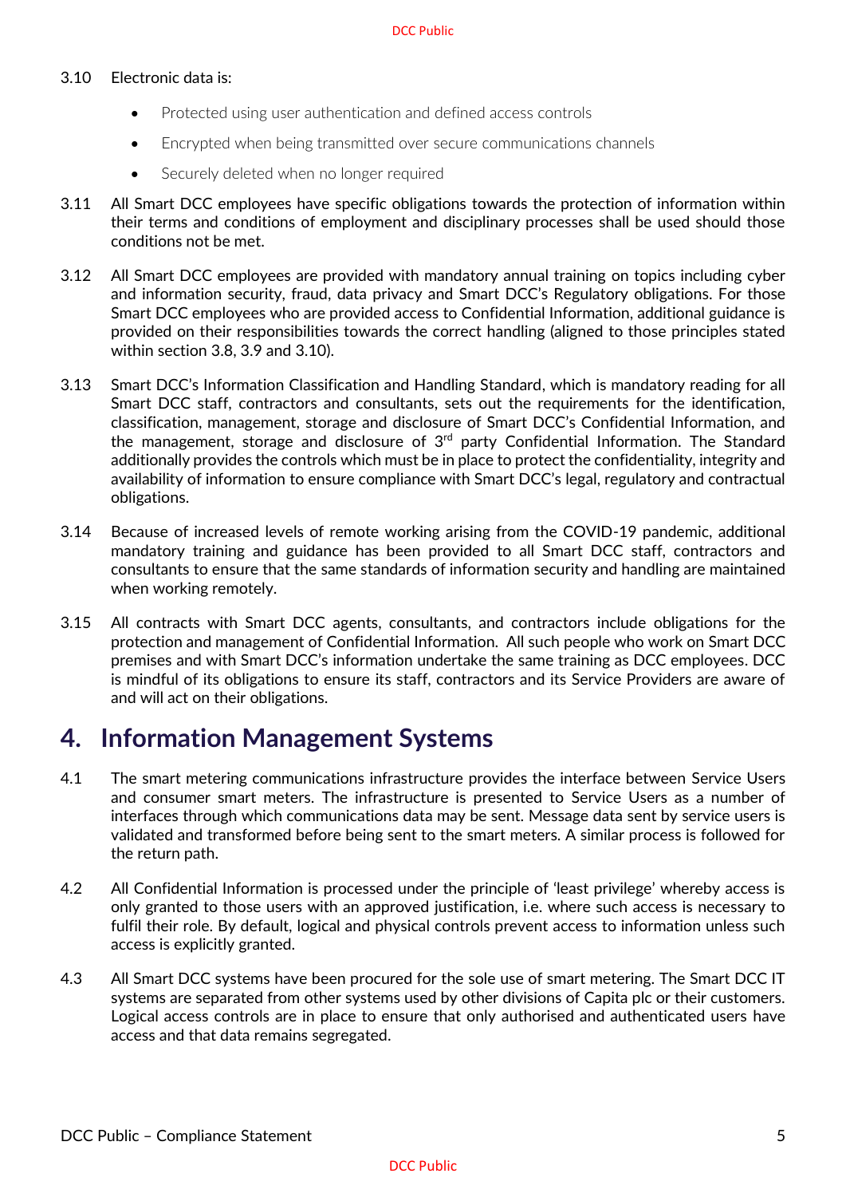3.10 Electronic data is:

- Protected using user authentication and defined access controls
- Encrypted when being transmitted over secure communications channels
- Securely deleted when no longer required

3.11 All Smart DCC employees have specific obligations towards the protection of information within their terms and conditions of employment and disciplinary processes shall be used should those conditions not be met.

3.12 All Smart DCC employees are provided with mandatory annual training on topics including cyber and information security, fraud, data privacy and Smart DCC's Regulatory obligations. For those Smart DCC employees who are provided access to Confidential Information, additional guidance is provided on their responsibilities towards the correct handling (aligned to those principles stated within section 3.8, 3.9 and 3.10).

3.13 Smart DCC's Information Classification and Handling Standard, which is mandatory reading for all Smart DCC staff, contractors and consultants, sets out the requirements for the identification, classification, management, storage and disclosure of Smart DCC's Confidential Information, and the management, storage and disclosure of 3rd party Confidential Information. The Standard additionally provides the controls which must be in place to protect the confidentiality, integrity and availability of information to ensure compliance with Smart DCC's legal, regulatory and contractual obligations.

3.14 Because of increased levels of remote working arising from the COVID-19 pandemic, additional mandatory training and guidance has been provided to all Smart DCC staff, contractors and consultants to ensure that the same standards of information security and handling are maintained when working remotely.

3.15 All contracts with Smart DCC agents, consultants, and contractors include obligations for the protection and management of Confidential Information. All such people who work on Smart DCC premises and with Smart DCC's information undertake the same training as DCC employees. DCC is mindful of its obligations to ensure its staff, contractors and its Service Providers are aware of and will act on their obligations.

# 4. Information Management Systems

4.1 The smart metering communications infrastructure provides the interface between Service Users and consumer smart meters. The infrastructure is presented to Service Users as a number of interfaces through which communications data may be sent. Message data sent by service users is validated and transformed before being sent to the smart meters. A similar process is followed for the return path.

4.2 All Confidential Information is processed under the principle of 'least privilege' whereby access is only granted to those users with an approved justification, i.e. where such access is necessary to fulfil their role. By default, logical and physical controls prevent access to information unless such access is explicitly granted.

4.3 All Smart DCC systems have been procured for the sole use of smart metering. The Smart DCC IT systems are separated from other systems used by other divisions of Capita plc or their customers. Logical access controls are in place to ensure that only authorised and authenticated users have access and that data remains segregated.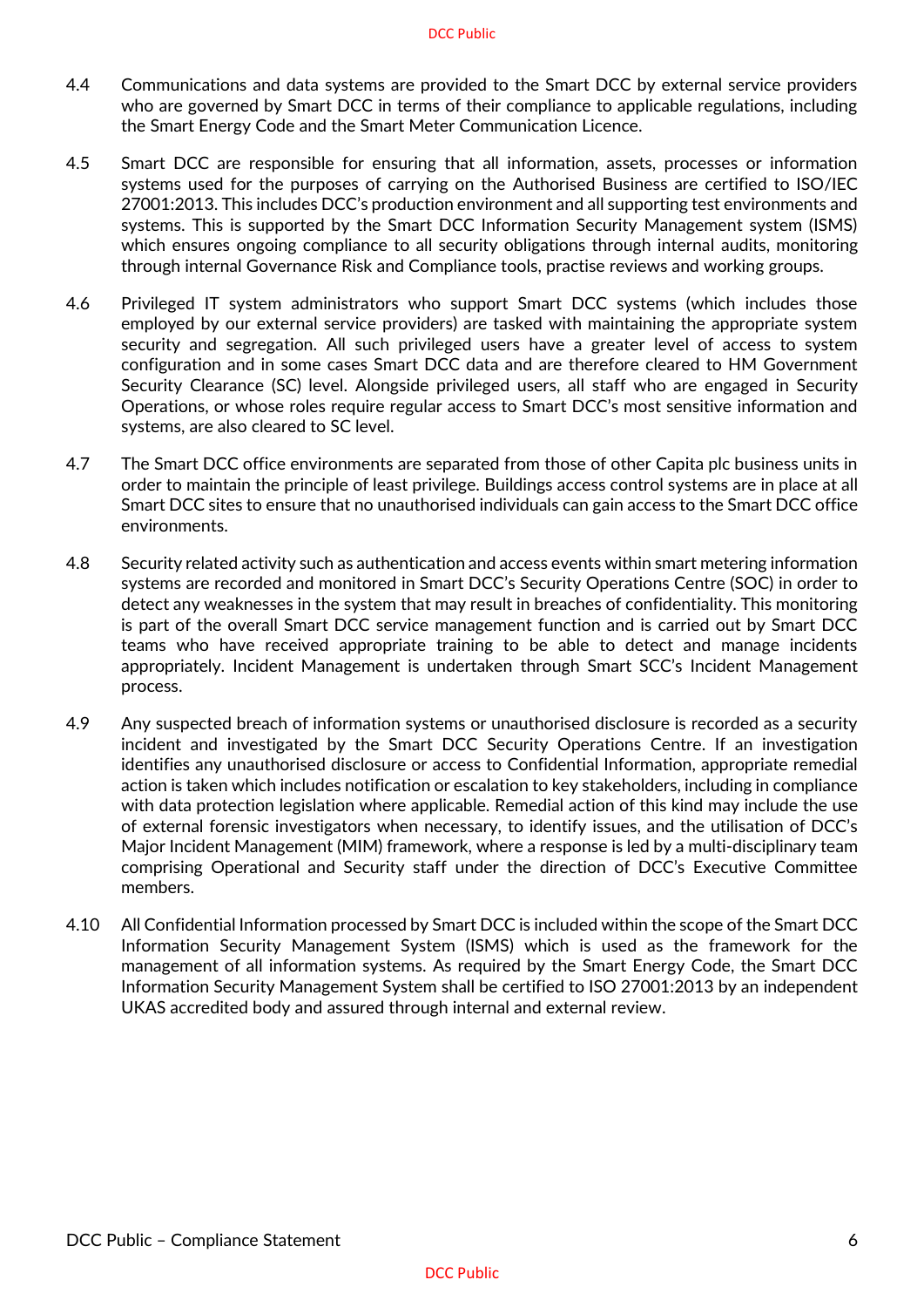4.4 Communications and data systems are provided to the Smart DCC by external service providers who are governed by Smart DCC in terms of their compliance to applicable regulations, including the Smart Energy Code and the Smart Meter Communication Licence.

4.5 Smart DCC are responsible for ensuring that all information, assets, processes or information systems used for the purposes of carrying on the Authorised Business are certified to ISO/IEC 27001:2013. This includes DCC's production environment and all supporting test environments and systems. This is supported by the Smart DCC Information Security Management system (ISMS) which ensures ongoing compliance to all security obligations through internal audits, monitoring through internal Governance Risk and Compliance tools, practise reviews and working groups.

4.6 Privileged IT system administrators who support Smart DCC systems (which includes those employed by our external service providers) are tasked with maintaining the appropriate system security and segregation. All such privileged users have a greater level of access to system configuration and in some cases Smart DCC data and are therefore cleared to HM Government Security Clearance (SC) level. Alongside privileged users, all staff who are engaged in Security Operations, or whose roles require regular access to Smart DCC's most sensitive information and systems, are also cleared to SC level.

4.7 The Smart DCC office environments are separated from those of other Capita plc business units in order to maintain the principle of least privilege. Buildings access control systems are in place at all Smart DCC sites to ensure that no unauthorised individuals can gain access to the Smart DCC office environments.

4.8 Security related activity such as authentication and access events within smart metering information systems are recorded and monitored in Smart DCC's Security Operations Centre (SOC) in order to detect any weaknesses in the system that may result in breaches of confidentiality. This monitoring is part of the overall Smart DCC service management function and is carried out by Smart DCC teams who have received appropriate training to be able to detect and manage incidents appropriately. Incident Management is undertaken through Smart SCC's Incident Management process.

4.9 Any suspected breach of information systems or unauthorised disclosure is recorded as a security incident and investigated by the Smart DCC Security Operations Centre. If an investigation identifies any unauthorised disclosure or access to Confidential Information, appropriate remedial action is taken which includes notification or escalation to key stakeholders, including in compliance with data protection legislation where applicable. Remedial action of this kind may include the use of external forensic investigators when necessary, to identify issues, and the utilisation of DCC's Major Incident Management (MIM) framework, where a response is led by a multi-disciplinary team comprising Operational and Security staff under the direction of DCC's Executive Committee members.

4.10 All Confidential Information processed by Smart DCC is included within the scope of the Smart DCC Information Security Management System (ISMS) which is used as the framework for the management of all information systems. As required by the Smart Energy Code, the Smart DCC Information Security Management System shall be certified to ISO 27001:2013 by an independent UKAS accredited body and assured through internal and external review.